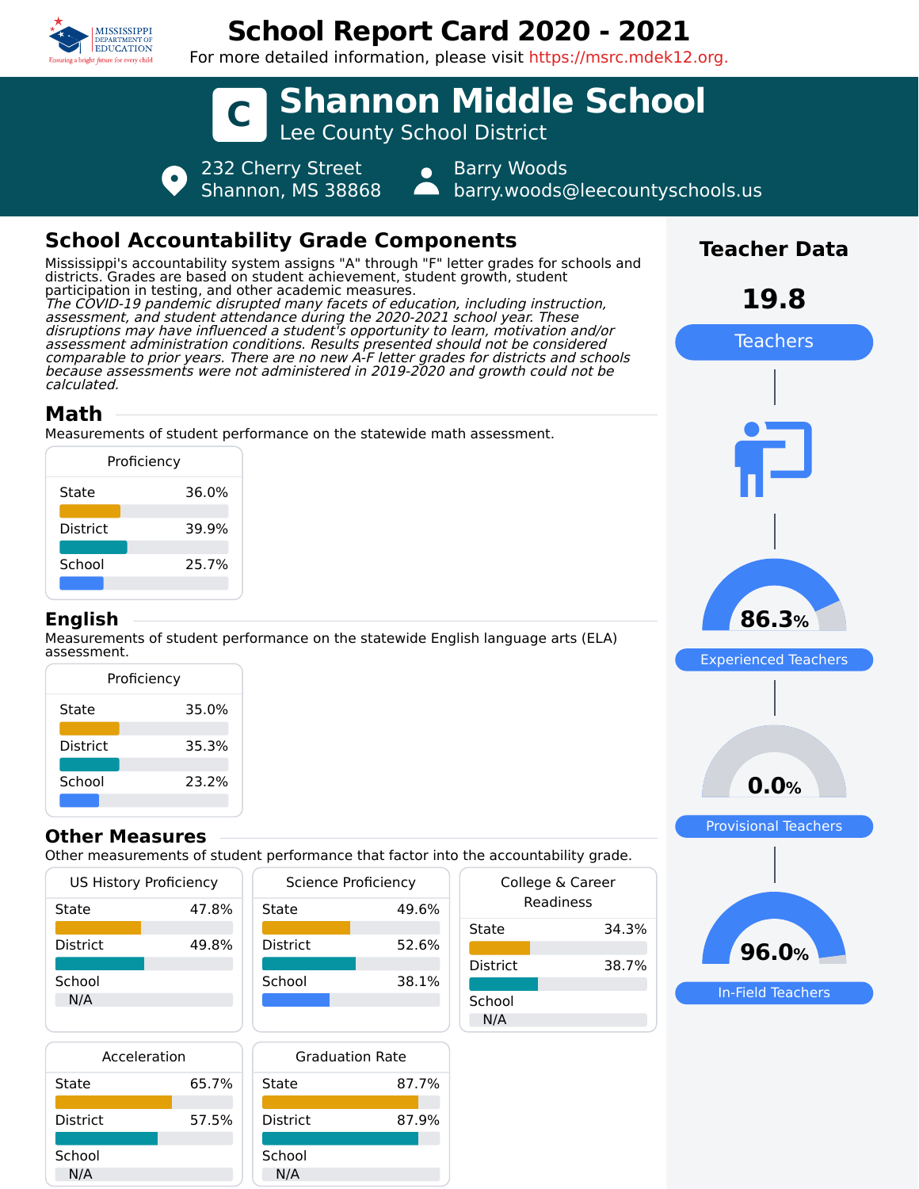# School Report Card 2020 - 2021

For more detailed information, please visit https://msrc.mdek12.org.

## C Shannon Middle School

Lee County School District

232 Cherry Street
Shannon, MS 38868

Barry Woods
barry.woods@leecountyschools.us

## School Accountability Grade Components

Mississippi's accountability system assigns "A" through "F" letter grades for schools and districts. Grades are based on student achievement, student growth, student participation in testing, and other academic measures.

*The COVID-19 pandemic disrupted many facets of education, including instruction, assessment, and student attendance during the 2020-2021 school year. These disruptions may have influenced a student's opportunity to learn, motivation and/or assessment administration conditions. Results presented should not be considered comparable to prior years. There are no new A-F letter grades for districts and schools because assessments were not administered in 2019-2020 and growth could not be calculated.*

### Math

Measurements of student performance on the statewide math assessment.

| Proficiency | |
|---|---|
| State | 36.0% |
| District | 39.9% |
| School | 25.7% |

### English

Measurements of student performance on the statewide English language arts (ELA) assessment.

| Proficiency | |
|---|---|
| State | 35.0% |
| District | 35.3% |
| School | 23.2% |

### Other Measures

Other measurements of student performance that factor into the accountability grade.

| US History Proficiency | |
|---|---|
| State | 47.8% |
| District | 49.8% |
| School | N/A |

| Science Proficiency | |
|---|---|
| State | 49.6% |
| District | 52.6% |
| School | 38.1% |

| College & Career Readiness | |
|---|---|
| State | 34.3% |
| District | 38.7% |
| School | N/A |

| Acceleration | |
|---|---|
| State | 65.7% |
| District | 57.5% |
| School | N/A |

| Graduation Rate | |
|---|---|
| State | 87.7% |
| District | 87.9% |
| School | N/A |

## Teacher Data

**19.8** Teachers

**86.3%** Experienced Teachers

**0.0%** Provisional Teachers

**96.0%** In-Field Teachers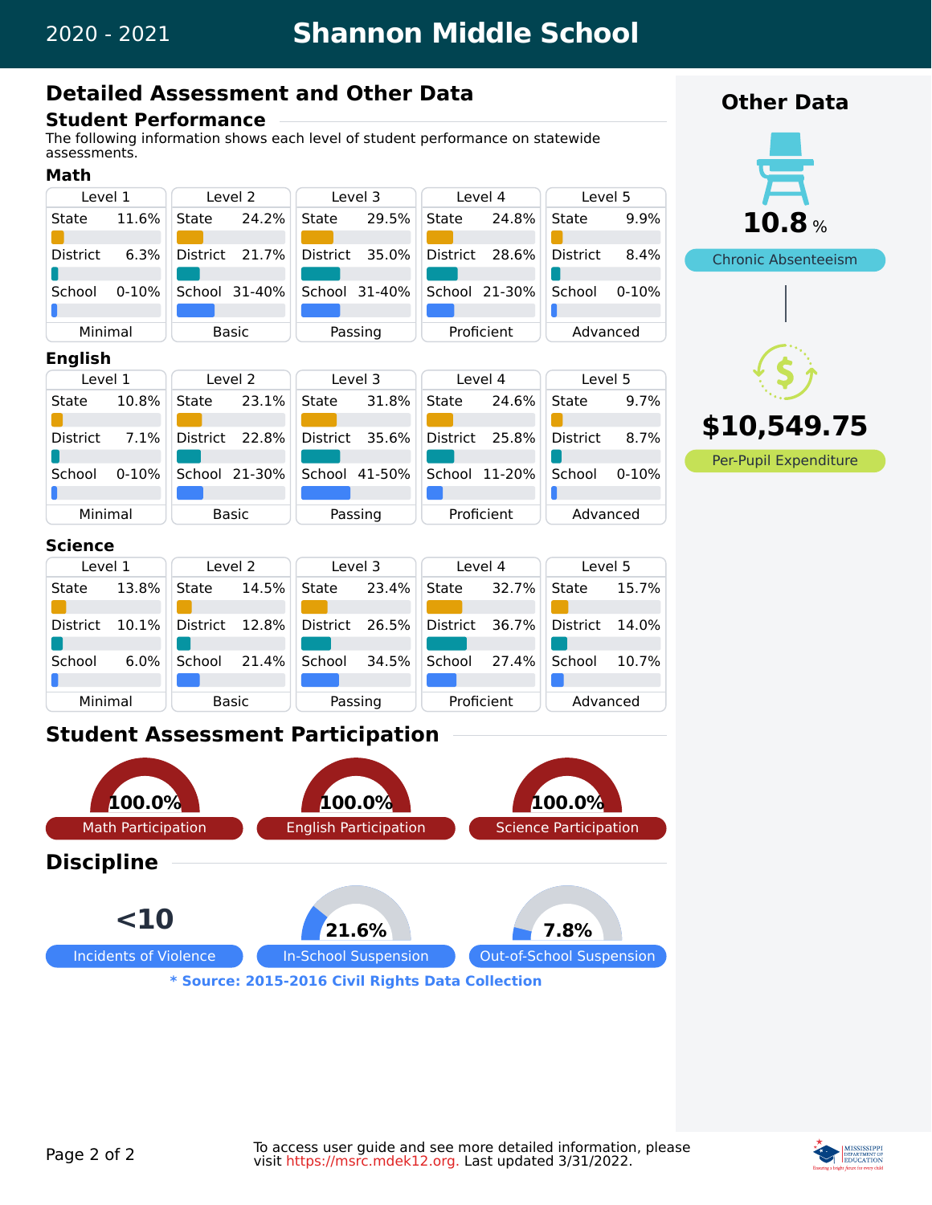2020 - 2021

# Shannon Middle School

## Detailed Assessment and Other Data

### Student Performance

The following information shows each level of student performance on statewide assessments.

#### Math

| | Level 1 (Minimal) | Level 2 (Basic) | Level 3 (Passing) | Level 4 (Proficient) | Level 5 (Advanced) |
|---|---|---|---|---|---|
| State | 11.6% | 24.2% | 29.5% | 24.8% | 9.9% |
| District | 6.3% | 21.7% | 35.0% | 28.6% | 8.4% |
| School | 0-10% | 31-40% | 31-40% | 21-30% | 0-10% |

#### English

| | Level 1 (Minimal) | Level 2 (Basic) | Level 3 (Passing) | Level 4 (Proficient) | Level 5 (Advanced) |
|---|---|---|---|---|---|
| State | 10.8% | 23.1% | 31.8% | 24.6% | 9.7% |
| District | 7.1% | 22.8% | 35.6% | 25.8% | 8.7% |
| School | 0-10% | 21-30% | 41-50% | 11-20% | 0-10% |

#### Science

| | Level 1 (Minimal) | Level 2 (Basic) | Level 3 (Passing) | Level 4 (Proficient) | Level 5 (Advanced) |
|---|---|---|---|---|---|
| State | 13.8% | 14.5% | 23.4% | 32.7% | 15.7% |
| District | 10.1% | 12.8% | 26.5% | 36.7% | 14.0% |
| School | 6.0% | 21.4% | 34.5% | 27.4% | 10.7% |

### Student Assessment Participation

100.0%
Math Participation

100.0%
English Participation

100.0%
Science Participation

### Discipline

<10
Incidents of Violence

21.6%
In-School Suspension

7.8%
Out-of-School Suspension

**\* Source: 2015-2016 Civil Rights Data Collection**

## Other Data

10.8 %
Chronic Absenteeism

$10,549.75
Per-Pupil Expenditure

To access user guide and see more detailed information, please visit https://msrc.mdek12.org. Last updated 3/31/2022.